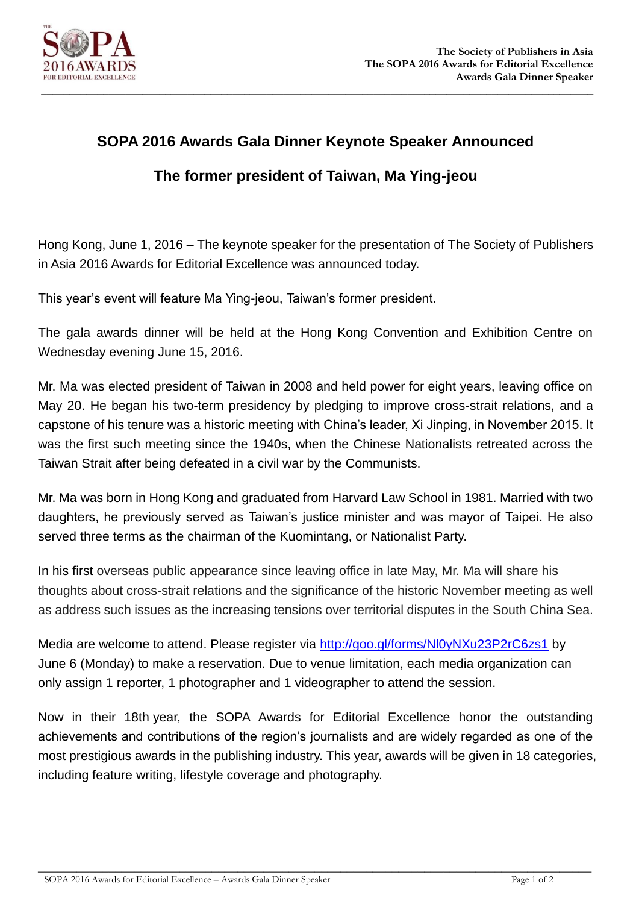# SOPA 2016 Awards Gala Dinner Keynote Speaker Announced

## The former president of Taiwan, Ma Ying-jeou

Hong Kong, June 1, 2016 – The keynote speaker for the presentation of The Society of Publishers in Asia 2016 Awards for Editorial Excellence was announced today.

This year's event will feature Ma Ying-jeou, Taiwan's former president.

The gala awards dinner will be held at the Hong Kong Convention and Exhibition Centre on Wednesday evening June 15, 2016.

Mr. Ma was elected president of Taiwan in 2008 and held power for eight years, leaving office on May 20. He began his two-term presidency by pledging to improve cross-strait relations, and a capstone of his tenure was a historic meeting with China's leader, Xi Jinping, in November 2015. It was the first such meeting since the 1940s, when the Chinese Nationalists retreated across the Taiwan Strait after being defeated in a civil war by the Communists.

Mr. Ma was born in Hong Kong and graduated from Harvard Law School in 1981. Married with two daughters, he previously served as Taiwan's justice minister and was mayor of Taipei. He also served three terms as the chairman of the Kuomintang, or Nationalist Party.

In his first overseas public appearance since leaving office in late May, Mr. Ma will share his thoughts about cross-strait relations and the significance of the historic November meeting as well as address such issues as the increasing tensions over territorial disputes in the South China Sea.

Media are welcome to attend. Please register via http://goo.gl/forms/Nl0yNXu23P2rC6zs1 by June 6 (Monday) to make a reservation. Due to venue limitation, each media organization can only assign 1 reporter, 1 photographer and 1 videographer to attend the session.

Now in their 18th year, the SOPA Awards for Editorial Excellence honor the outstanding achievements and contributions of the region's journalists and are widely regarded as one of the most prestigious awards in the publishing industry. This year, awards will be given in 18 categories, including feature writing, lifestyle coverage and photography.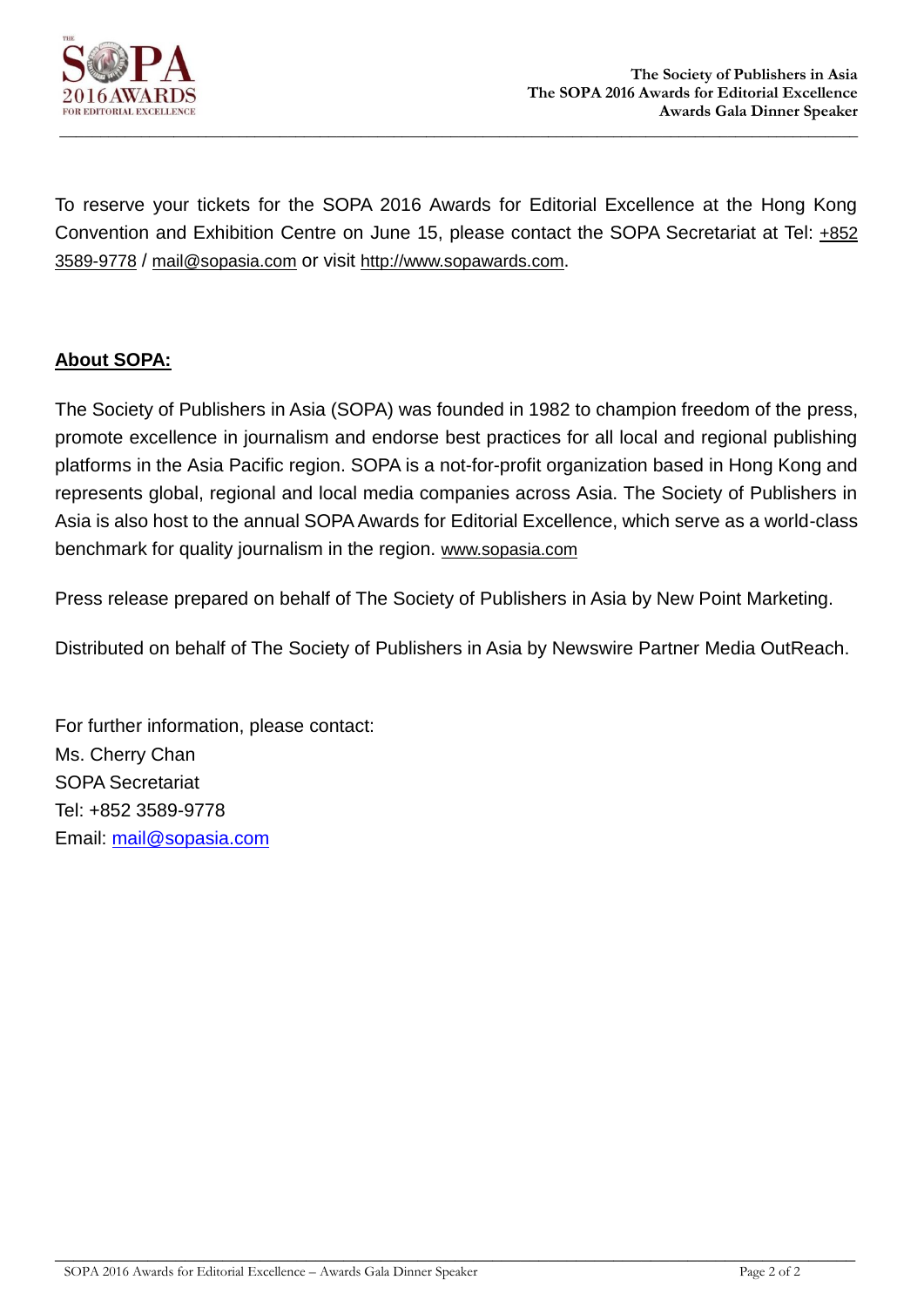To reserve your tickets for the SOPA 2016 Awards for Editorial Excellence at the Hong Kong Convention and Exhibition Centre on June 15, please contact the SOPA Secretariat at Tel: +852 3589-9778 / mail@sopasia.com or visit http://www.sopawards.com.

**About SOPA:**

The Society of Publishers in Asia (SOPA) was founded in 1982 to champion freedom of the press, promote excellence in journalism and endorse best practices for all local and regional publishing platforms in the Asia Pacific region. SOPA is a not-for-profit organization based in Hong Kong and represents global, regional and local media companies across Asia. The Society of Publishers in Asia is also host to the annual SOPA Awards for Editorial Excellence, which serve as a world-class benchmark for quality journalism in the region. www.sopasia.com

Press release prepared on behalf of The Society of Publishers in Asia by New Point Marketing.

Distributed on behalf of The Society of Publishers in Asia by Newswire Partner Media OutReach.

For further information, please contact:
Ms. Cherry Chan
SOPA Secretariat
Tel: +852 3589-9778
Email: mail@sopasia.com